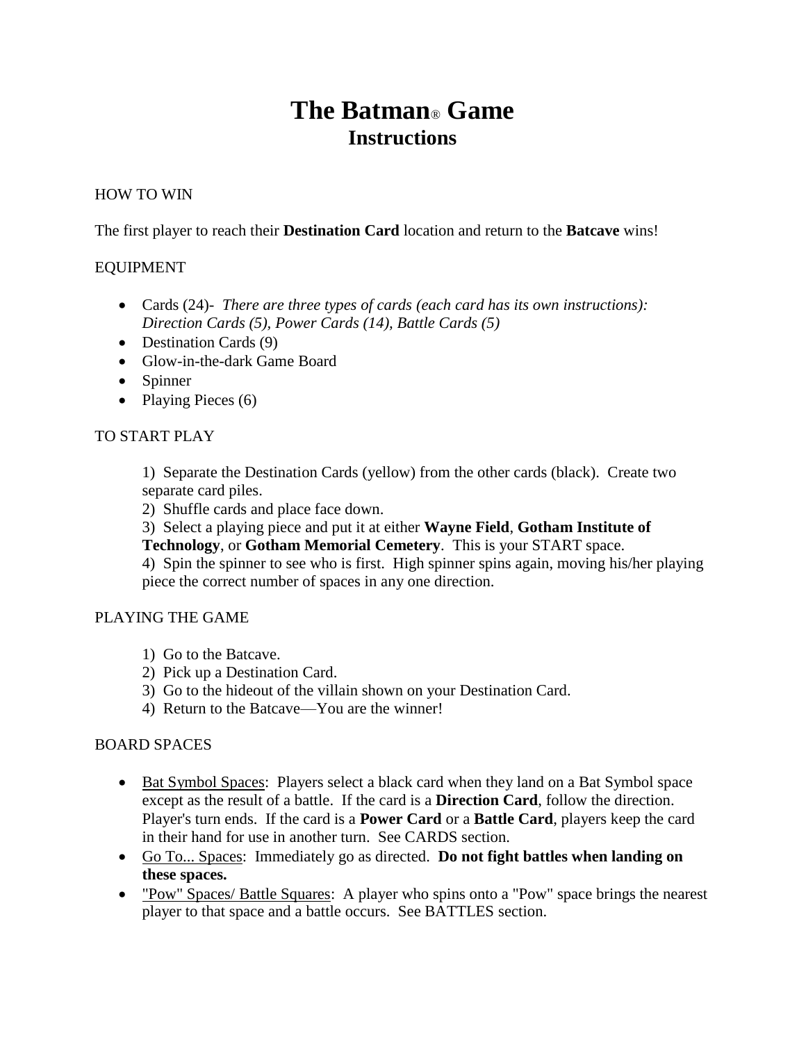# The Batman® Game
## Instructions

HOW TO WIN

The first player to reach their **Destination Card** location and return to the **Batcave** wins!

EQUIPMENT

- Cards (24)- *There are three types of cards (each card has its own instructions): Direction Cards (5), Power Cards (14), Battle Cards (5)*
- Destination Cards (9)
- Glow-in-the-dark Game Board
- Spinner
- Playing Pieces (6)

TO START PLAY

1) Separate the Destination Cards (yellow) from the other cards (black). Create two separate card piles.
2) Shuffle cards and place face down.
3) Select a playing piece and put it at either **Wayne Field**, **Gotham Institute of Technology**, or **Gotham Memorial Cemetery**. This is your START space.
4) Spin the spinner to see who is first. High spinner spins again, moving his/her playing piece the correct number of spaces in any one direction.

PLAYING THE GAME

1) Go to the Batcave.
2) Pick up a Destination Card.
3) Go to the hideout of the villain shown on your Destination Card.
4) Return to the Batcave—You are the winner!

BOARD SPACES

- <u>Bat Symbol Spaces</u>: Players select a black card when they land on a Bat Symbol space except as the result of a battle. If the card is a **Direction Card**, follow the direction. Player's turn ends. If the card is a **Power Card** or a **Battle Card**, players keep the card in their hand for use in another turn. See CARDS section.
- <u>Go To... Spaces</u>: Immediately go as directed. **Do not fight battles when landing on these spaces.**
- <u>"Pow" Spaces/ Battle Squares</u>: A player who spins onto a "Pow" space brings the nearest player to that space and a battle occurs. See BATTLES section.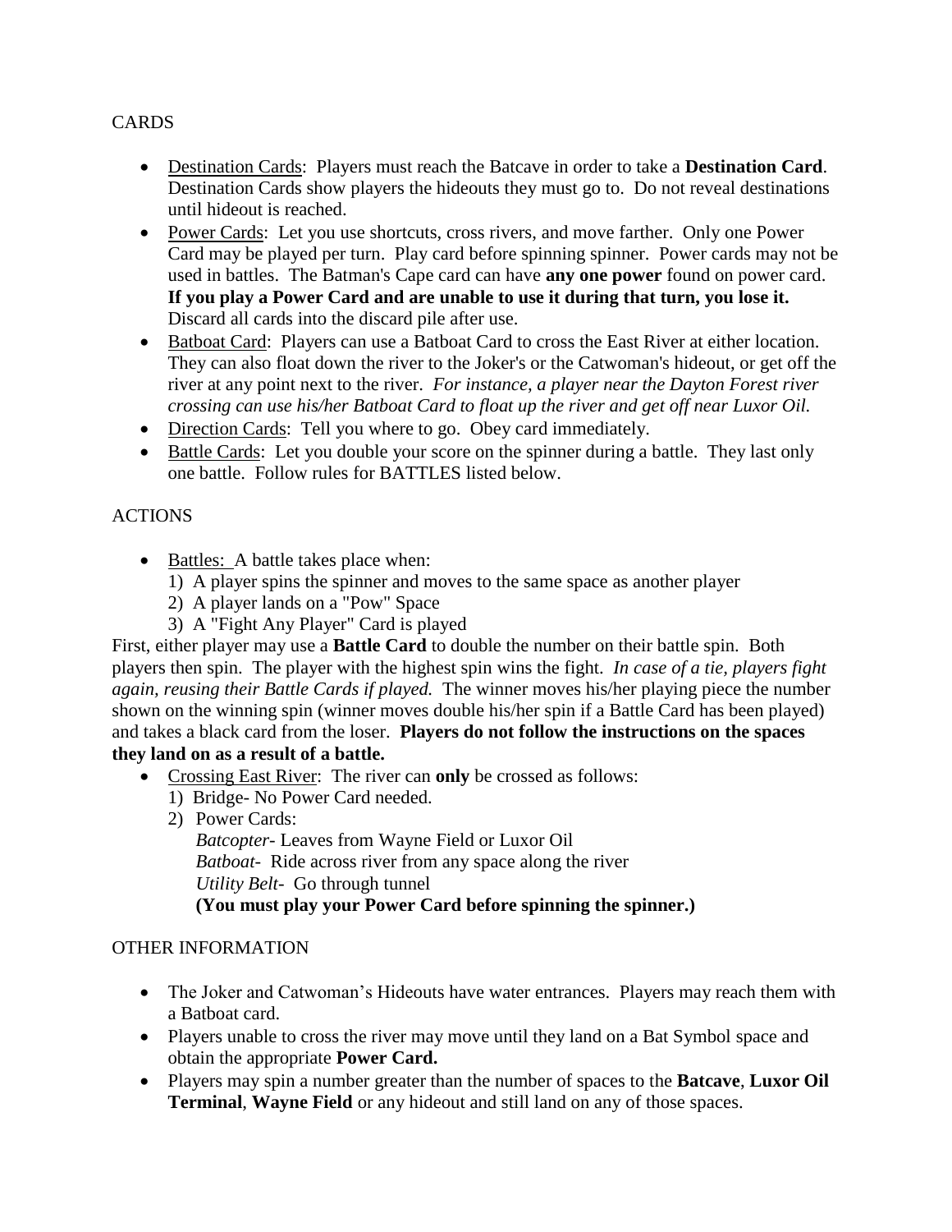## CARDS

- Destination Cards: Players must reach the Batcave in order to take a **Destination Card**. Destination Cards show players the hideouts they must go to. Do not reveal destinations until hideout is reached.
- Power Cards: Let you use shortcuts, cross rivers, and move farther. Only one Power Card may be played per turn. Play card before spinning spinner. Power cards may not be used in battles. The Batman's Cape card can have **any one power** found on power card. **If you play a Power Card and are unable to use it during that turn, you lose it.** Discard all cards into the discard pile after use.
- Batboat Card: Players can use a Batboat Card to cross the East River at either location. They can also float down the river to the Joker's or the Catwoman's hideout, or get off the river at any point next to the river. *For instance, a player near the Dayton Forest river crossing can use his/her Batboat Card to float up the river and get off near Luxor Oil.*
- Direction Cards: Tell you where to go. Obey card immediately.
- Battle Cards: Let you double your score on the spinner during a battle. They last only one battle. Follow rules for BATTLES listed below.

## ACTIONS

- Battles: A battle takes place when:
  1) A player spins the spinner and moves to the same space as another player
  2) A player lands on a "Pow" Space
  3) A "Fight Any Player" Card is played

First, either player may use a **Battle Card** to double the number on their battle spin. Both players then spin. The player with the highest spin wins the fight. *In case of a tie, players fight again, reusing their Battle Cards if played.* The winner moves his/her playing piece the number shown on the winning spin (winner moves double his/her spin if a Battle Card has been played) and takes a black card from the loser. **Players do not follow the instructions on the spaces they land on as a result of a battle.**

- Crossing East River: The river can **only** be crossed as follows:
  1) Bridge- No Power Card needed.
  2) Power Cards:
     *Batcopter*- Leaves from Wayne Field or Luxor Oil
     *Batboat*- Ride across river from any space along the river
     *Utility Belt*- Go through tunnel
     **(You must play your Power Card before spinning the spinner.)**

## OTHER INFORMATION

- The Joker and Catwoman's Hideouts have water entrances. Players may reach them with a Batboat card.
- Players unable to cross the river may move until they land on a Bat Symbol space and obtain the appropriate **Power Card.**
- Players may spin a number greater than the number of spaces to the **Batcave**, **Luxor Oil Terminal**, **Wayne Field** or any hideout and still land on any of those spaces.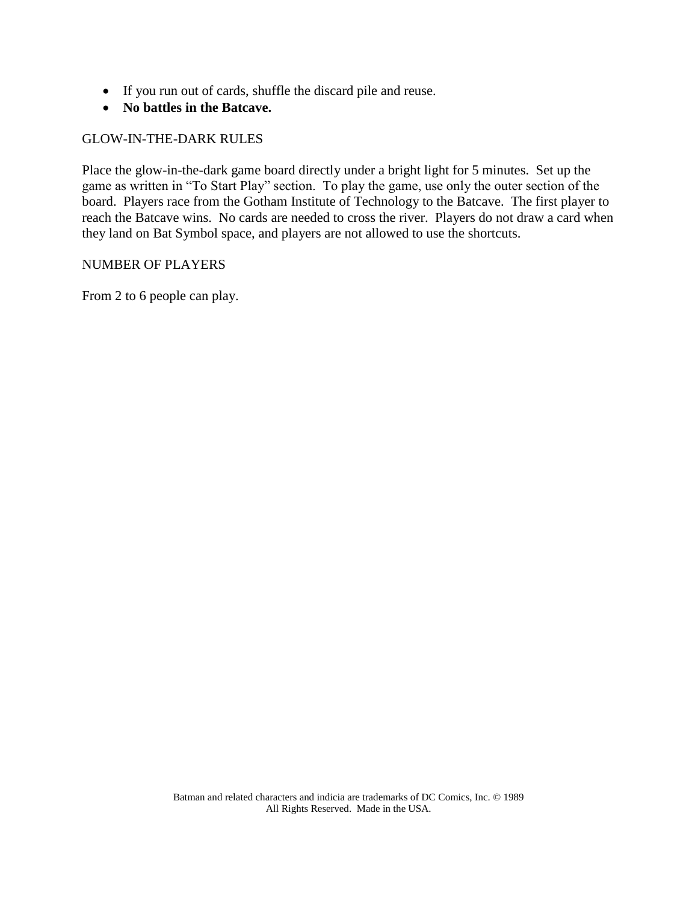- If you run out of cards, shuffle the discard pile and reuse.
- **No battles in the Batcave.**

## GLOW-IN-THE-DARK RULES

Place the glow-in-the-dark game board directly under a bright light for 5 minutes. Set up the game as written in "To Start Play" section. To play the game, use only the outer section of the board. Players race from the Gotham Institute of Technology to the Batcave. The first player to reach the Batcave wins. No cards are needed to cross the river. Players do not draw a card when they land on Bat Symbol space, and players are not allowed to use the shortcuts.

## NUMBER OF PLAYERS

From 2 to 6 people can play.

Batman and related characters and indicia are trademarks of DC Comics, Inc. © 1989
All Rights Reserved. Made in the USA.